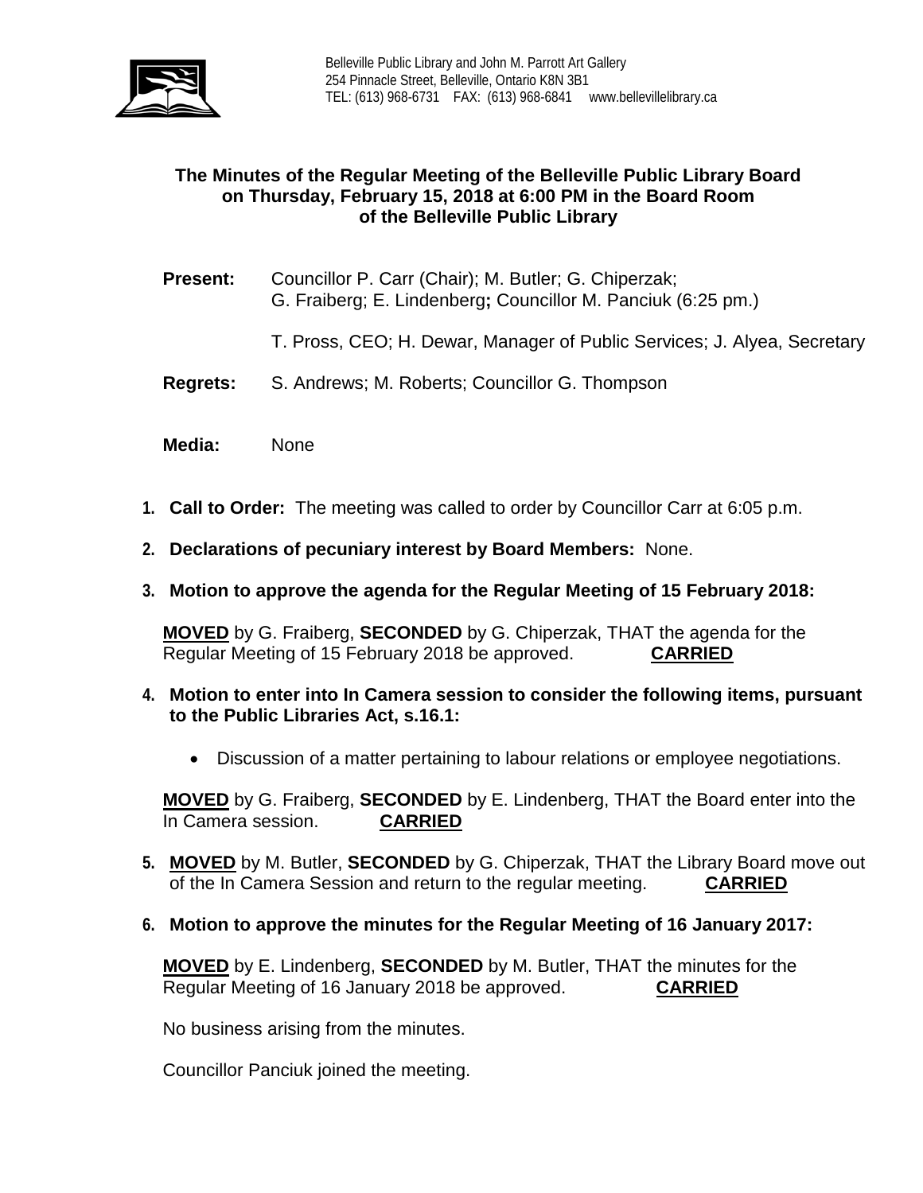Belleville Public Library and John M. Parrott Art Gallery
254 Pinnacle Street, Belleville, Ontario K8N 3B1
TEL: (613) 968-6731 FAX: (613) 968-6841 www.bellevillelibrary.ca

**The Minutes of the Regular Meeting of the Belleville Public Library Board on Thursday, February 15, 2018 at 6:00 PM in the Board Room of the Belleville Public Library**

**Present:** Councillor P. Carr (Chair); M. Butler; G. Chiperzak; G. Fraiberg; E. Lindenberg**;** Councillor M. Panciuk (6:25 pm.)

T. Pross, CEO; H. Dewar, Manager of Public Services; J. Alyea, Secretary

**Regrets:** S. Andrews; M. Roberts; Councillor G. Thompson

**Media:** None

1. **Call to Order:** The meeting was called to order by Councillor Carr at 6:05 p.m.

2. **Declarations of pecuniary interest by Board Members:** None.

3. **Motion to approve the agenda for the Regular Meeting of 15 February 2018:**

   **MOVED** by G. Fraiberg, **SECONDED** by G. Chiperzak, THAT the agenda for the Regular Meeting of 15 February 2018 be approved. **CARRIED**

4. **Motion to enter into In Camera session to consider the following items, pursuant to the Public Libraries Act, s.16.1:**

   - Discussion of a matter pertaining to labour relations or employee negotiations.

   **MOVED** by G. Fraiberg, **SECONDED** by E. Lindenberg, THAT the Board enter into the In Camera session. **CARRIED**

5. **MOVED** by M. Butler, **SECONDED** by G. Chiperzak, THAT the Library Board move out of the In Camera Session and return to the regular meeting. **CARRIED**

6. **Motion to approve the minutes for the Regular Meeting of 16 January 2017:**

   **MOVED** by E. Lindenberg, **SECONDED** by M. Butler, THAT the minutes for the Regular Meeting of 16 January 2018 be approved. **CARRIED**

   No business arising from the minutes.

   Councillor Panciuk joined the meeting.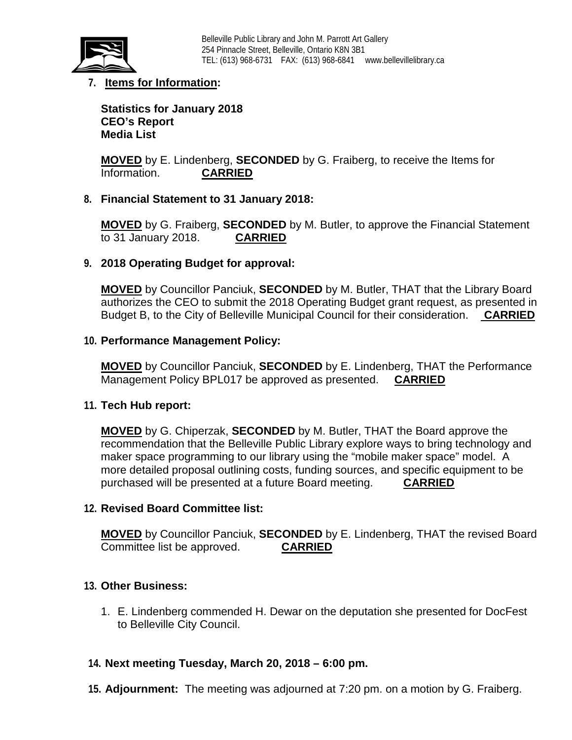7. **Items for Information:**

   **Statistics for January 2018**
   **CEO's Report**
   **Media List**

   **MOVED** by E. Lindenberg, **SECONDED** by G. Fraiberg, to receive the Items for Information. **CARRIED**

8. **Financial Statement to 31 January 2018:**

   **MOVED** by G. Fraiberg, **SECONDED** by M. Butler, to approve the Financial Statement to 31 January 2018. **CARRIED**

9. **2018 Operating Budget for approval:**

   **MOVED** by Councillor Panciuk, **SECONDED** by M. Butler, THAT that the Library Board authorizes the CEO to submit the 2018 Operating Budget grant request, as presented in Budget B, to the City of Belleville Municipal Council for their consideration. **CARRIED**

10. **Performance Management Policy:**

    **MOVED** by Councillor Panciuk, **SECONDED** by E. Lindenberg, THAT the Performance Management Policy BPL017 be approved as presented. **CARRIED**

11. **Tech Hub report:**

    **MOVED** by G. Chiperzak, **SECONDED** by M. Butler, THAT the Board approve the recommendation that the Belleville Public Library explore ways to bring technology and maker space programming to our library using the "mobile maker space" model. A more detailed proposal outlining costs, funding sources, and specific equipment to be purchased will be presented at a future Board meeting. **CARRIED**

12. **Revised Board Committee list:**

    **MOVED** by Councillor Panciuk, **SECONDED** by E. Lindenberg, THAT the revised Board Committee list be approved. **CARRIED**

13. **Other Business:**

    1. E. Lindenberg commended H. Dewar on the deputation she presented for DocFest to Belleville City Council.

14. **Next meeting Tuesday, March 20, 2018 – 6:00 pm.**

15. **Adjournment:** The meeting was adjourned at 7:20 pm. on a motion by G. Fraiberg.